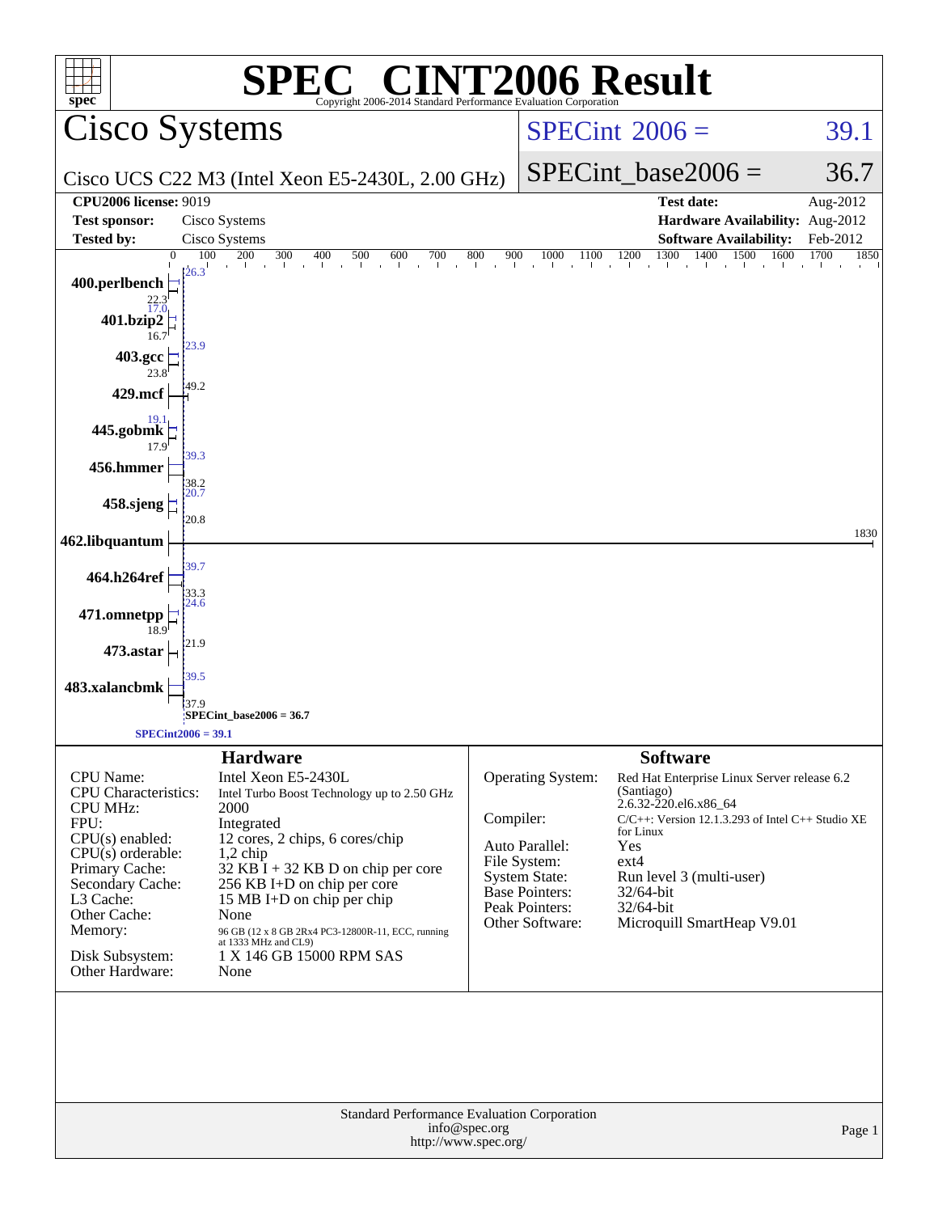# SPEC CINT2006 Result

Copyright 2006-2014 Standard Performance Evaluation Corporation

## Cisco Systems

Cisco UCS C22 M3 (Intel Xeon E5-2430L, 2.00 GHz)

SPECint_2006 = 39.1

SPECint_base2006 = 36.7

| | | | |
|---|---|---|---|
| **CPU2006 license:** 9019 | | **Test date:** | Aug-2012 |
| **Test sponsor:** | Cisco Systems | **Hardware Availability:** | Aug-2012 |
| **Tested by:** | Cisco Systems | **Software Availability:** | Feb-2012 |

| Benchmark | Peak | Base |
|---|---|---|
| 400.perlbench | 26.3 | 22.3 |
| 401.bzip2 | 17.0 | 16.7 |
| 403.gcc | 23.9 | 23.8 |
| 429.mcf | 49.2 | |
| 445.gobmk | 19.1 | 17.9 |
| 456.hmmer | 39.3 | 38.2 |
| 458.sjeng | 20.7 | 20.8 |
| 462.libquantum | 1830 | |
| 464.h264ref | 39.7 | 33.3 |
| 471.omnetpp | 24.6 | 18.9 |
| 473.astar | 21.9 | |
| 483.xalancbmk | 39.5 | 37.9 |

SPECint_base2006 = 36.7

SPECint2006 = 39.1

## Hardware

| | |
|---|---|
| CPU Name: | Intel Xeon E5-2430L |
| CPU Characteristics: | Intel Turbo Boost Technology up to 2.50 GHz |
| CPU MHz: | 2000 |
| FPU: | Integrated |
| CPU(s) enabled: | 12 cores, 2 chips, 6 cores/chip |
| CPU(s) orderable: | 1,2 chip |
| Primary Cache: | 32 KB I + 32 KB D on chip per core |
| Secondary Cache: | 256 KB I+D on chip per core |
| L3 Cache: | 15 MB I+D on chip per chip |
| Other Cache: | None |
| Memory: | 96 GB (12 x 8 GB 2Rx4 PC3-12800R-11, ECC, running at 1333 MHz and CL9) |
| Disk Subsystem: | 1 X 146 GB 15000 RPM SAS |
| Other Hardware: | None |

## Software

| | |
|---|---|
| Operating System: | Red Hat Enterprise Linux Server release 6.2 (Santiago) 2.6.32-220.el6.x86_64 |
| Compiler: | C/C++: Version 12.1.3.293 of Intel C++ Studio XE for Linux |
| Auto Parallel: | Yes |
| File System: | ext4 |
| System State: | Run level 3 (multi-user) |
| Base Pointers: | 32/64-bit |
| Peak Pointers: | 32/64-bit |
| Other Software: | Microquill SmartHeap V9.01 |

Standard Performance Evaluation Corporation
info@spec.org
http://www.spec.org/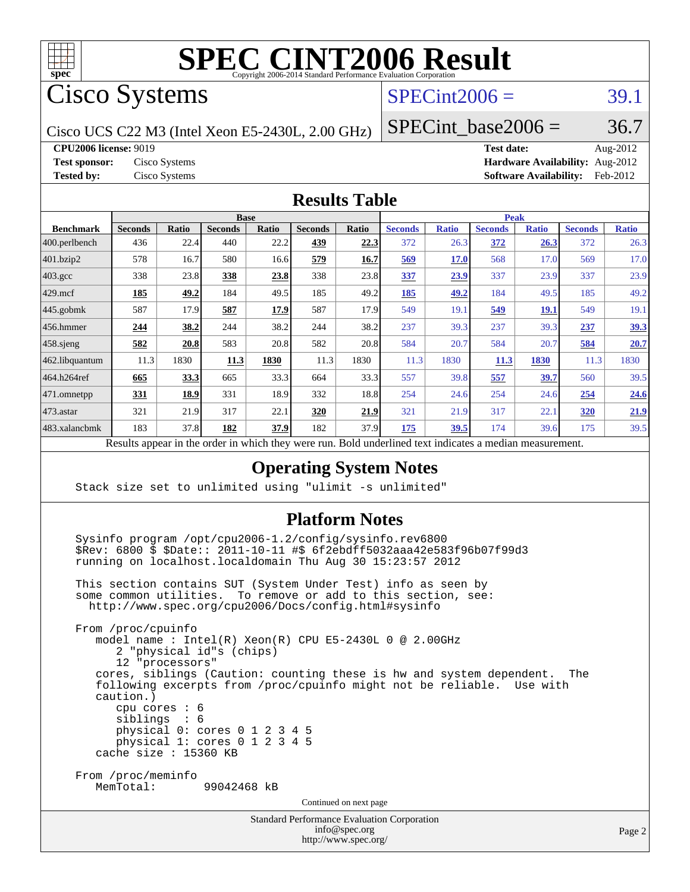# SPEC CINT2006 Result

Copyright 2006-2014 Standard Performance Evaluation Corporation

## Cisco Systems

Cisco UCS C22 M3 (Intel Xeon E5-2430L, 2.00 GHz)

SPECint2006 = 39.1

SPECint_base2006 = 36.7

**CPU2006 license:** 9019
**Test sponsor:** Cisco Systems
**Tested by:** Cisco Systems

**Test date:** Aug-2012
**Hardware Availability:** Aug-2012
**Software Availability:** Feb-2012

## Results Table

| Benchmark | Base | | | | | | Peak | | | | | |
|---|---|---|---|---|---|---|---|---|---|---|---|---|
| | Seconds | Ratio | Seconds | Ratio | Seconds | Ratio | Seconds | Ratio | Seconds | Ratio | Seconds | Ratio |
| 400.perlbench | 436 | 22.4 | 440 | 22.2 | **439** | **22.3** | 372 | 26.3 | **372** | **26.3** | 372 | 26.3 |
| 401.bzip2 | 578 | 16.7 | 580 | 16.6 | **579** | **16.7** | **569** | **17.0** | 568 | 17.0 | 569 | 17.0 |
| 403.gcc | 338 | 23.8 | **338** | **23.8** | 338 | 23.8 | **337** | **23.9** | 337 | 23.9 | 337 | 23.9 |
| 429.mcf | **185** | **49.2** | 184 | 49.5 | 185 | 49.2 | **185** | **49.2** | 184 | 49.5 | 185 | 49.2 |
| 445.gobmk | 587 | 17.9 | **587** | **17.9** | 587 | 17.9 | 549 | 19.1 | **549** | **19.1** | 549 | 19.1 |
| 456.hmmer | **244** | **38.2** | 244 | 38.2 | 244 | 38.2 | 237 | 39.3 | 237 | 39.3 | **237** | **39.3** |
| 458.sjeng | **582** | **20.8** | 583 | 20.8 | 582 | 20.8 | 584 | 20.7 | 584 | 20.7 | **584** | **20.7** |
| 462.libquantum | 11.3 | 1830 | **11.3** | **1830** | 11.3 | 1830 | 11.3 | 1830 | **11.3** | **1830** | 11.3 | 1830 |
| 464.h264ref | **665** | **33.3** | 665 | 33.3 | 664 | 33.3 | 557 | 39.8 | **557** | **39.7** | 560 | 39.5 |
| 471.omnetpp | **331** | **18.9** | 331 | 18.9 | 332 | 18.8 | 254 | 24.6 | 254 | 24.6 | **254** | **24.6** |
| 473.astar | 321 | 21.9 | 317 | 22.1 | **320** | **21.9** | 321 | 21.9 | 317 | 22.1 | **320** | **21.9** |
| 483.xalancbmk | 183 | 37.8 | **182** | **37.9** | 182 | 37.9 | **175** | **39.5** | 174 | 39.6 | 175 | 39.5 |

Results appear in the order in which they were run. Bold underlined text indicates a median measurement.

## Operating System Notes

```
Stack size set to unlimited using "ulimit -s unlimited"
```

## Platform Notes

```
Sysinfo program /opt/cpu2006-1.2/config/sysinfo.rev6800
$Rev: 6800 $ $Date:: 2011-10-11 #$ 6f2ebdff5032aaa42e583f96b07f99d3
running on localhost.localdomain Thu Aug 30 15:23:57 2012

This section contains SUT (System Under Test) info as seen by
some common utilities.  To remove or add to this section, see:
  http://www.spec.org/cpu2006/Docs/config.html#sysinfo

From /proc/cpuinfo
   model name : Intel(R) Xeon(R) CPU E5-2430L 0 @ 2.00GHz
      2 "physical id"s (chips)
      12 "processors"
   cores, siblings (Caution: counting these is hw and system dependent.  The
   following excerpts from /proc/cpuinfo might not be reliable.  Use with
   caution.)
      cpu cores : 6
      siblings  : 6
      physical 0: cores 0 1 2 3 4 5
      physical 1: cores 0 1 2 3 4 5
   cache size : 15360 KB

From /proc/meminfo
   MemTotal:       99042468 kB
```

Continued on next page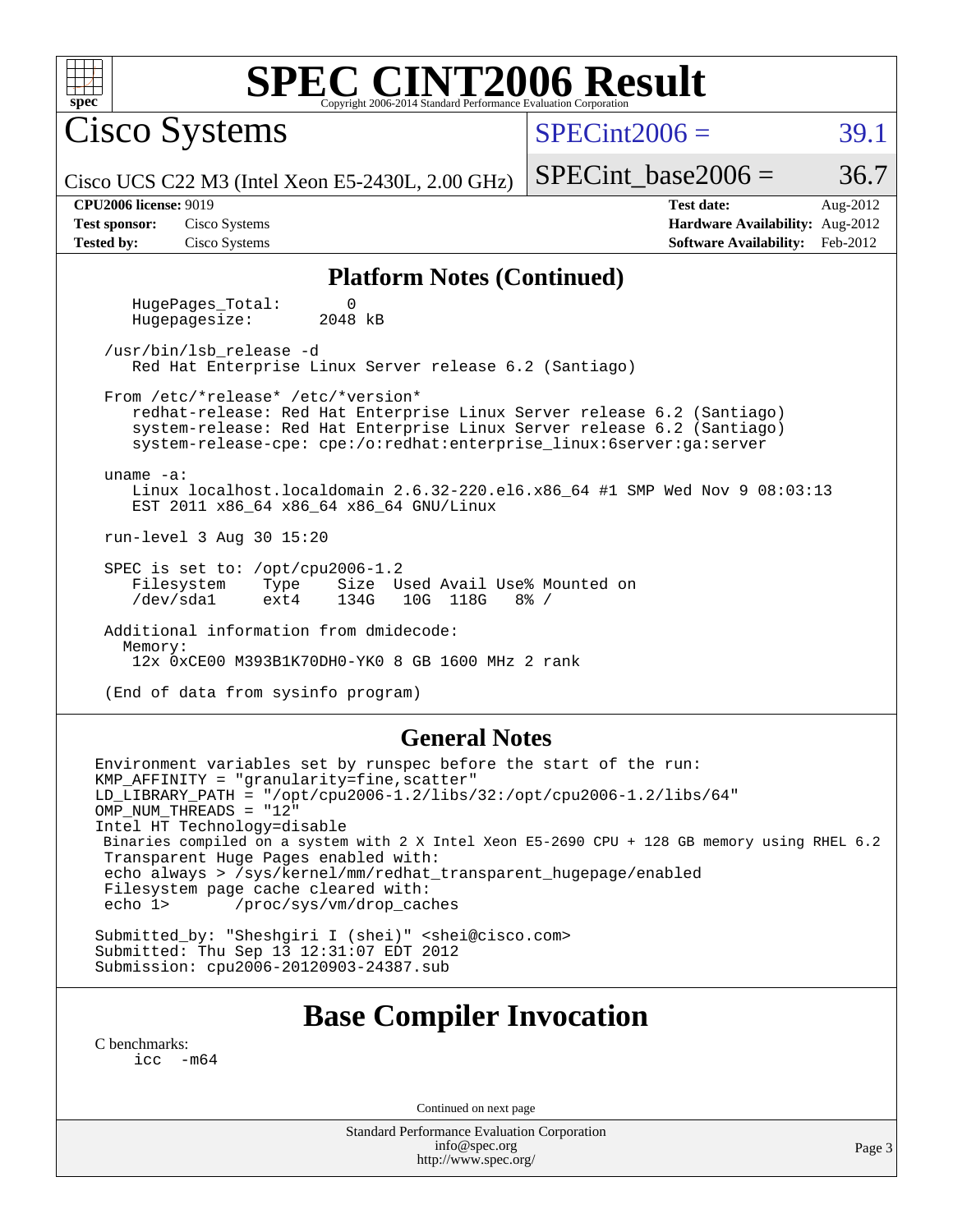# SPEC CINT2006 Result

Copyright 2006-2014 Standard Performance Evaluation Corporation

## Cisco Systems

Cisco UCS C22 M3 (Intel Xeon E5-2430L, 2.00 GHz)

SPECint2006 = 39.1

SPECint_base2006 = 36.7

**CPU2006 license:** 9019
**Test sponsor:** Cisco Systems
**Tested by:** Cisco Systems

**Test date:** Aug-2012
**Hardware Availability:** Aug-2012
**Software Availability:** Feb-2012

## Platform Notes (Continued)

```
    HugePages_Total:       0
    Hugepagesize:       2048 kB

 /usr/bin/lsb_release -d
    Red Hat Enterprise Linux Server release 6.2 (Santiago)

 From /etc/*release* /etc/*version*
    redhat-release: Red Hat Enterprise Linux Server release 6.2 (Santiago)
    system-release: Red Hat Enterprise Linux Server release 6.2 (Santiago)
    system-release-cpe: cpe:/o:redhat:enterprise_linux:6server:ga:server

 uname -a:
    Linux localhost.localdomain 2.6.32-220.el6.x86_64 #1 SMP Wed Nov 9 08:03:13
    EST 2011 x86_64 x86_64 x86_64 GNU/Linux

 run-level 3 Aug 30 15:20

 SPEC is set to: /opt/cpu2006-1.2
    Filesystem    Type    Size  Used Avail Use% Mounted on
    /dev/sda1     ext4    134G   10G  118G   8% /

 Additional information from dmidecode:
   Memory:
    12x 0xCE00 M393B1K70DH0-YK0 8 GB 1600 MHz 2 rank

 (End of data from sysinfo program)
```

## General Notes

```
Environment variables set by runspec before the start of the run:
KMP_AFFINITY = "granularity=fine,scatter"
LD_LIBRARY_PATH = "/opt/cpu2006-1.2/libs/32:/opt/cpu2006-1.2/libs/64"
OMP_NUM_THREADS = "12"
Intel HT Technology=disable
 Binaries compiled on a system with 2 X Intel Xeon E5-2690 CPU + 128 GB memory using RHEL 6.2
 Transparent Huge Pages enabled with:
 echo always > /sys/kernel/mm/redhat_transparent_hugepage/enabled
 Filesystem page cache cleared with:
 echo 1>       /proc/sys/vm/drop_caches

Submitted_by: "Sheshgiri I (shei)" <shei@cisco.com>
Submitted: Thu Sep 13 12:31:07 EDT 2012
Submission: cpu2006-20120903-24387.sub
```

## Base Compiler Invocation

C benchmarks:
    icc  -m64

Continued on next page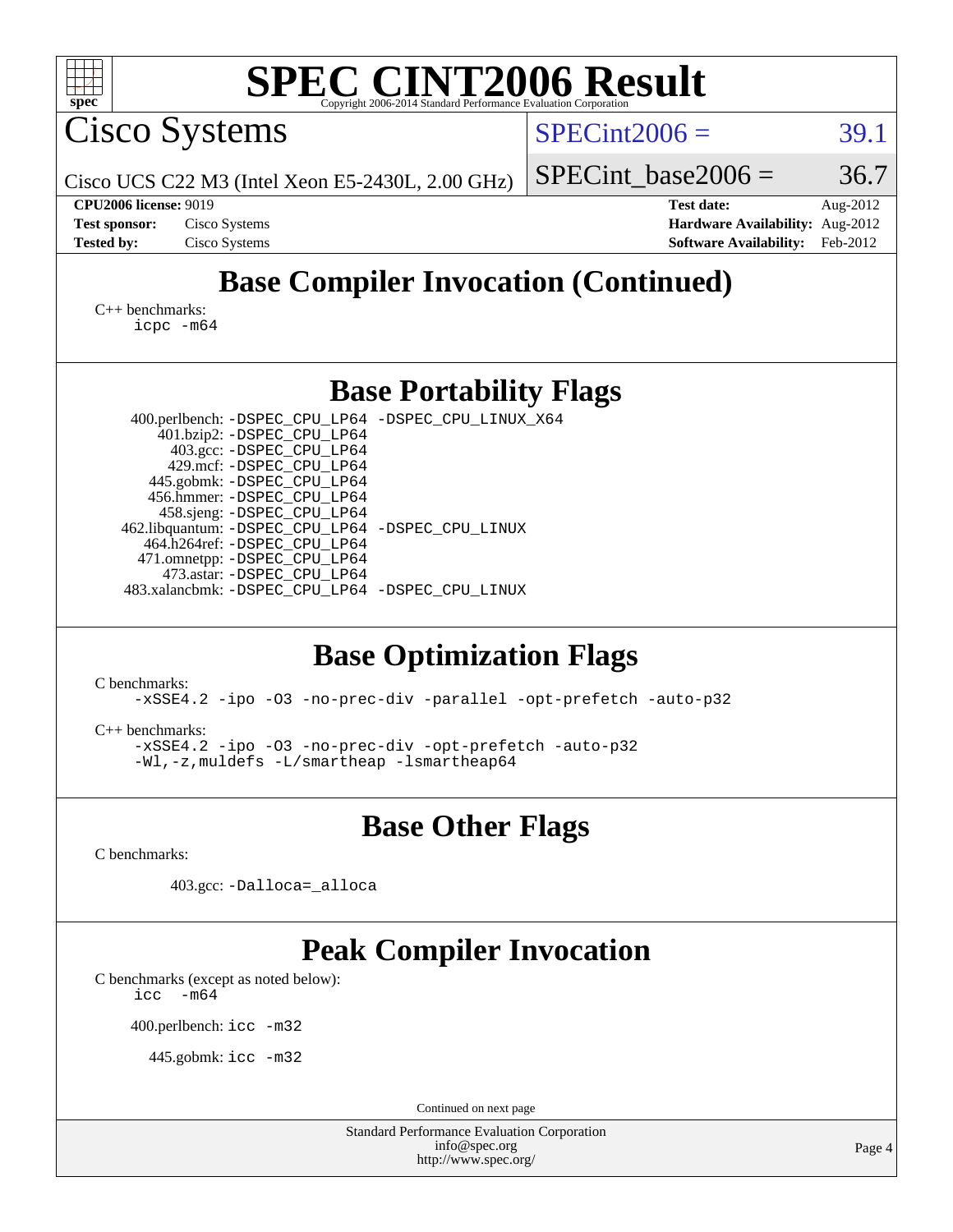# SPEC CINT2006 Result

Cisco Systems

Cisco UCS C22 M3 (Intel Xeon E5-2430L, 2.00 GHz)

SPECint2006 = 39.1

SPECint_base2006 = 36.7

**CPU2006 license:** 9019
**Test sponsor:** Cisco Systems
**Tested by:** Cisco Systems

**Test date:** Aug-2012
**Hardware Availability:** Aug-2012
**Software Availability:** Feb-2012

## Base Compiler Invocation (Continued)

C++ benchmarks:
```
icpc -m64
```

## Base Portability Flags

```
400.perlbench: -DSPEC_CPU_LP64 -DSPEC_CPU_LINUX_X64
    401.bzip2: -DSPEC_CPU_LP64
      403.gcc: -DSPEC_CPU_LP64
      429.mcf: -DSPEC_CPU_LP64
   445.gobmk: -DSPEC_CPU_LP64
   456.hmmer: -DSPEC_CPU_LP64
   458.sjeng: -DSPEC_CPU_LP64
462.libquantum: -DSPEC_CPU_LP64 -DSPEC_CPU_LINUX
  464.h264ref: -DSPEC_CPU_LP64
  471.omnetpp: -DSPEC_CPU_LP64
    473.astar: -DSPEC_CPU_LP64
483.xalancbmk: -DSPEC_CPU_LP64 -DSPEC_CPU_LINUX
```

## Base Optimization Flags

C benchmarks:
```
-xSSE4.2 -ipo -O3 -no-prec-div -parallel -opt-prefetch -auto-p32
```

C++ benchmarks:
```
-xSSE4.2 -ipo -O3 -no-prec-div -opt-prefetch -auto-p32
-Wl,-z,muldefs -L/smartheap -lsmartheap64
```

## Base Other Flags

C benchmarks:

```
403.gcc: -Dalloca=_alloca
```

## Peak Compiler Invocation

C benchmarks (except as noted below):
```
icc  -m64
```

```
400.perlbench: icc -m32
```

```
445.gobmk: icc -m32
```

Continued on next page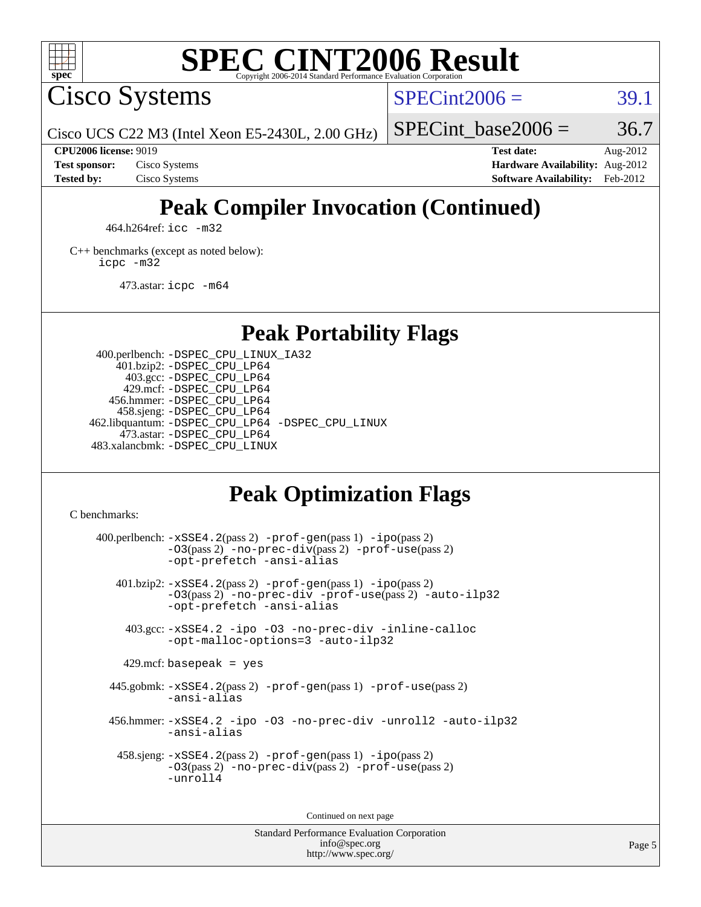# SPEC CINT2006 Result

Cisco Systems

Cisco UCS C22 M3 (Intel Xeon E5-2430L, 2.00 GHz)

SPECint2006 = 39.1

SPECint_base2006 = 36.7

**CPU2006 license:** 9019
**Test sponsor:** Cisco Systems
**Tested by:** Cisco Systems

**Test date:** Aug-2012
**Hardware Availability:** Aug-2012
**Software Availability:** Feb-2012

## Peak Compiler Invocation (Continued)

464.h264ref: `icc -m32`

C++ benchmarks (except as noted below):
`icpc -m32`

473.astar: `icpc -m64`

## Peak Portability Flags

400.perlbench: `-DSPEC_CPU_LINUX_IA32`
401.bzip2: `-DSPEC_CPU_LP64`
403.gcc: `-DSPEC_CPU_LP64`
429.mcf: `-DSPEC_CPU_LP64`
456.hmmer: `-DSPEC_CPU_LP64`
458.sjeng: `-DSPEC_CPU_LP64`
462.libquantum: `-DSPEC_CPU_LP64 -DSPEC_CPU_LINUX`
473.astar: `-DSPEC_CPU_LP64`
483.xalancbmk: `-DSPEC_CPU_LINUX`

## Peak Optimization Flags

C benchmarks:

400.perlbench: `-xSSE4.2`(pass 2) `-prof-gen`(pass 1) `-ipo`(pass 2) `-O3`(pass 2) `-no-prec-div`(pass 2) `-prof-use`(pass 2) `-opt-prefetch -ansi-alias`

401.bzip2: `-xSSE4.2`(pass 2) `-prof-gen`(pass 1) `-ipo`(pass 2) `-O3`(pass 2) `-no-prec-div -prof-use`(pass 2) `-auto-ilp32 -opt-prefetch -ansi-alias`

403.gcc: `-xSSE4.2 -ipo -O3 -no-prec-div -inline-calloc -opt-malloc-options=3 -auto-ilp32`

429.mcf: `basepeak = yes`

445.gobmk: `-xSSE4.2`(pass 2) `-prof-gen`(pass 1) `-prof-use`(pass 2) `-ansi-alias`

456.hmmer: `-xSSE4.2 -ipo -O3 -no-prec-div -unroll2 -auto-ilp32 -ansi-alias`

458.sjeng: `-xSSE4.2`(pass 2) `-prof-gen`(pass 1) `-ipo`(pass 2) `-O3`(pass 2) `-no-prec-div`(pass 2) `-prof-use`(pass 2) `-unroll4`

Continued on next page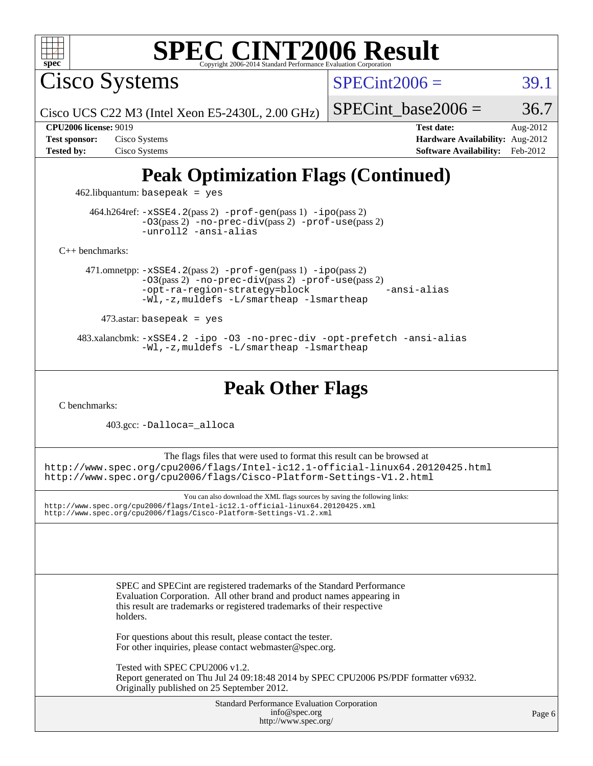# Peak Optimization Flags (Continued)

462.libquantum: basepeak = yes

464.h264ref: -xSSE4.2(pass 2) -prof-gen(pass 1) -ipo(pass 2) -O3(pass 2) -no-prec-div(pass 2) -prof-use(pass 2) -unroll2 -ansi-alias

C++ benchmarks:

471.omnetpp: -xSSE4.2(pass 2) -prof-gen(pass 1) -ipo(pass 2) -O3(pass 2) -no-prec-div(pass 2) -prof-use(pass 2) -opt-ra-region-strategy=block -ansi-alias -Wl,-z,muldefs -L/smartheap -lsmartheap

473.astar: basepeak = yes

483.xalancbmk: -xSSE4.2 -ipo -O3 -no-prec-div -opt-prefetch -ansi-alias -Wl,-z,muldefs -L/smartheap -lsmartheap

# Peak Other Flags

C benchmarks:

403.gcc: -Dalloca=_alloca

The flags files that were used to format this result can be browsed at
http://www.spec.org/cpu2006/flags/Intel-ic12.1-official-linux64.20120425.html
http://www.spec.org/cpu2006/flags/Cisco-Platform-Settings-V1.2.html

You can also download the XML flags sources by saving the following links:
http://www.spec.org/cpu2006/flags/Intel-ic12.1-official-linux64.20120425.xml
http://www.spec.org/cpu2006/flags/Cisco-Platform-Settings-V1.2.xml

SPEC and SPECint are registered trademarks of the Standard Performance Evaluation Corporation. All other brand and product names appearing in this result are trademarks or registered trademarks of their respective holders.

For questions about this result, please contact the tester.
For other inquiries, please contact webmaster@spec.org.

Tested with SPEC CPU2006 v1.2.
Report generated on Thu Jul 24 09:18:48 2014 by SPEC CPU2006 PS/PDF formatter v6932.
Originally published on 25 September 2012.